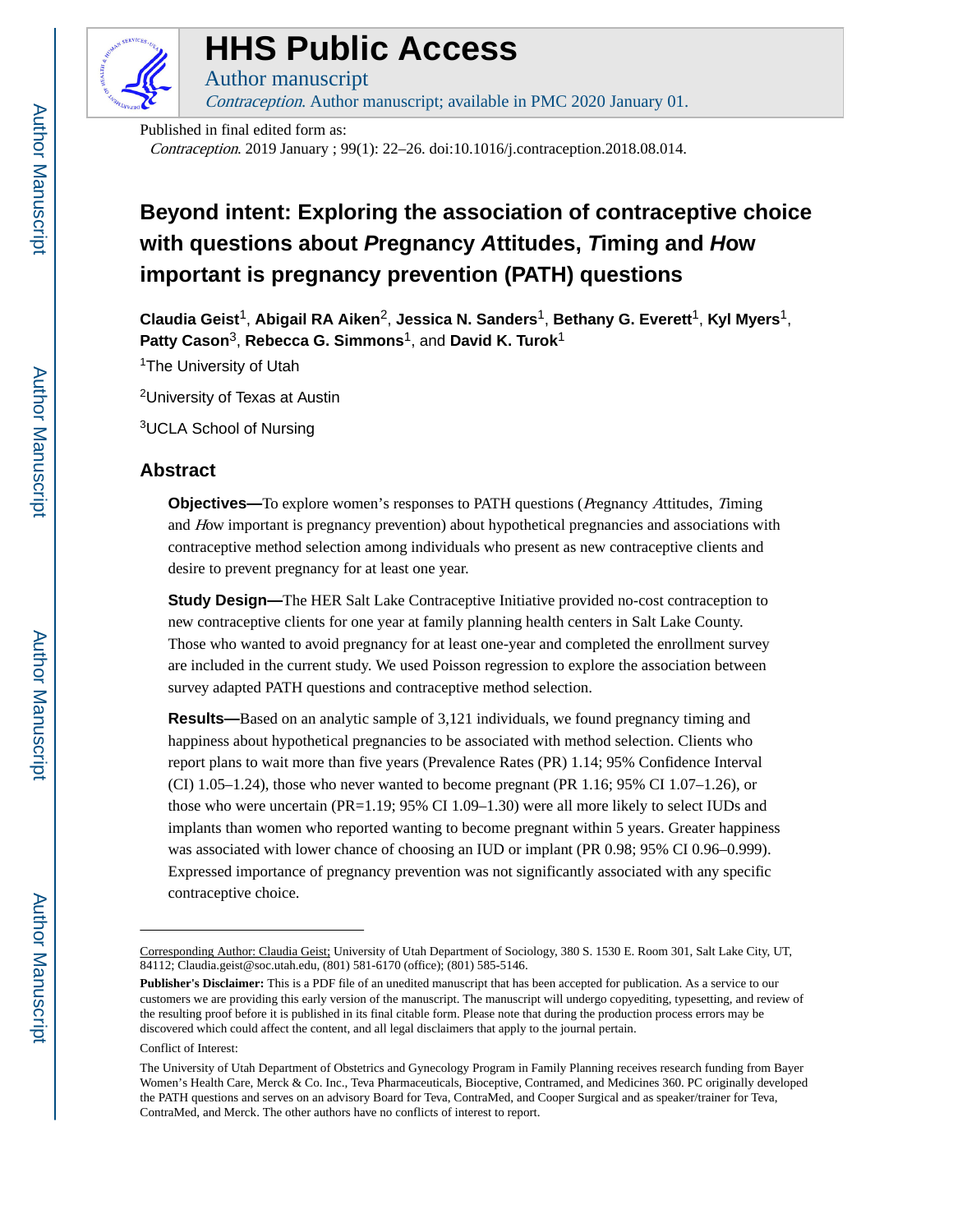# HHS Public Access

Author manuscript

*Contraception*. Author manuscript; available in PMC 2020 January 01.

Published in final edited form as:

*Contraception*. 2019 January ; 99(1): 22–26. doi:10.1016/j.contraception.2018.08.014.

# Beyond intent: Exploring the association of contraceptive choice with questions about *P*regnancy *A*ttitudes, *T*iming and *H*ow important is pregnancy prevention (PATH) questions

**Claudia Geist**[1], **Abigail RA Aiken**[2], **Jessica N. Sanders**[1], **Bethany G. Everett**[1], **Kyl Myers**[1], **Patty Cason**[3], **Rebecca G. Simmons**[1], and **David K. Turok**[1]

[1]The University of Utah

[2]University of Texas at Austin

[3]UCLA School of Nursing

## Abstract

**Objectives—**To explore women's responses to PATH questions (*P*regnancy *A*ttitudes, *T*iming and *H*ow important is pregnancy prevention) about hypothetical pregnancies and associations with contraceptive method selection among individuals who present as new contraceptive clients and desire to prevent pregnancy for at least one year.

**Study Design—**The HER Salt Lake Contraceptive Initiative provided no-cost contraception to new contraceptive clients for one year at family planning health centers in Salt Lake County. Those who wanted to avoid pregnancy for at least one-year and completed the enrollment survey are included in the current study. We used Poisson regression to explore the association between survey adapted PATH questions and contraceptive method selection.

**Results—**Based on an analytic sample of 3,121 individuals, we found pregnancy timing and happiness about hypothetical pregnancies to be associated with method selection. Clients who report plans to wait more than five years (Prevalence Rates (PR) 1.14; 95% Confidence Interval (CI) 1.05–1.24), those who never wanted to become pregnant (PR 1.16; 95% CI 1.07–1.26), or those who were uncertain (PR=1.19; 95% CI 1.09–1.30) were all more likely to select IUDs and implants than women who reported wanting to become pregnant within 5 years. Greater happiness was associated with lower chance of choosing an IUD or implant (PR 0.98; 95% CI 0.96–0.999). Expressed importance of pregnancy prevention was not significantly associated with any specific contraceptive choice.

---

Corresponding Author: Claudia Geist; University of Utah Department of Sociology, 380 S. 1530 E. Room 301, Salt Lake City, UT, 84112; Claudia.geist@soc.utah.edu, (801) 581-6170 (office); (801) 585-5146.

**Publisher's Disclaimer:** This is a PDF file of an unedited manuscript that has been accepted for publication. As a service to our customers we are providing this early version of the manuscript. The manuscript will undergo copyediting, typesetting, and review of the resulting proof before it is published in its final citable form. Please note that during the production process errors may be discovered which could affect the content, and all legal disclaimers that apply to the journal pertain.

Conflict of Interest:

The University of Utah Department of Obstetrics and Gynecology Program in Family Planning receives research funding from Bayer Women's Health Care, Merck & Co. Inc., Teva Pharmaceuticals, Bioceptive, Contramed, and Medicines 360. PC originally developed the PATH questions and serves on an advisory Board for Teva, ContraMed, and Cooper Surgical and as speaker/trainer for Teva, ContraMed, and Merck. The other authors have no conflicts of interest to report.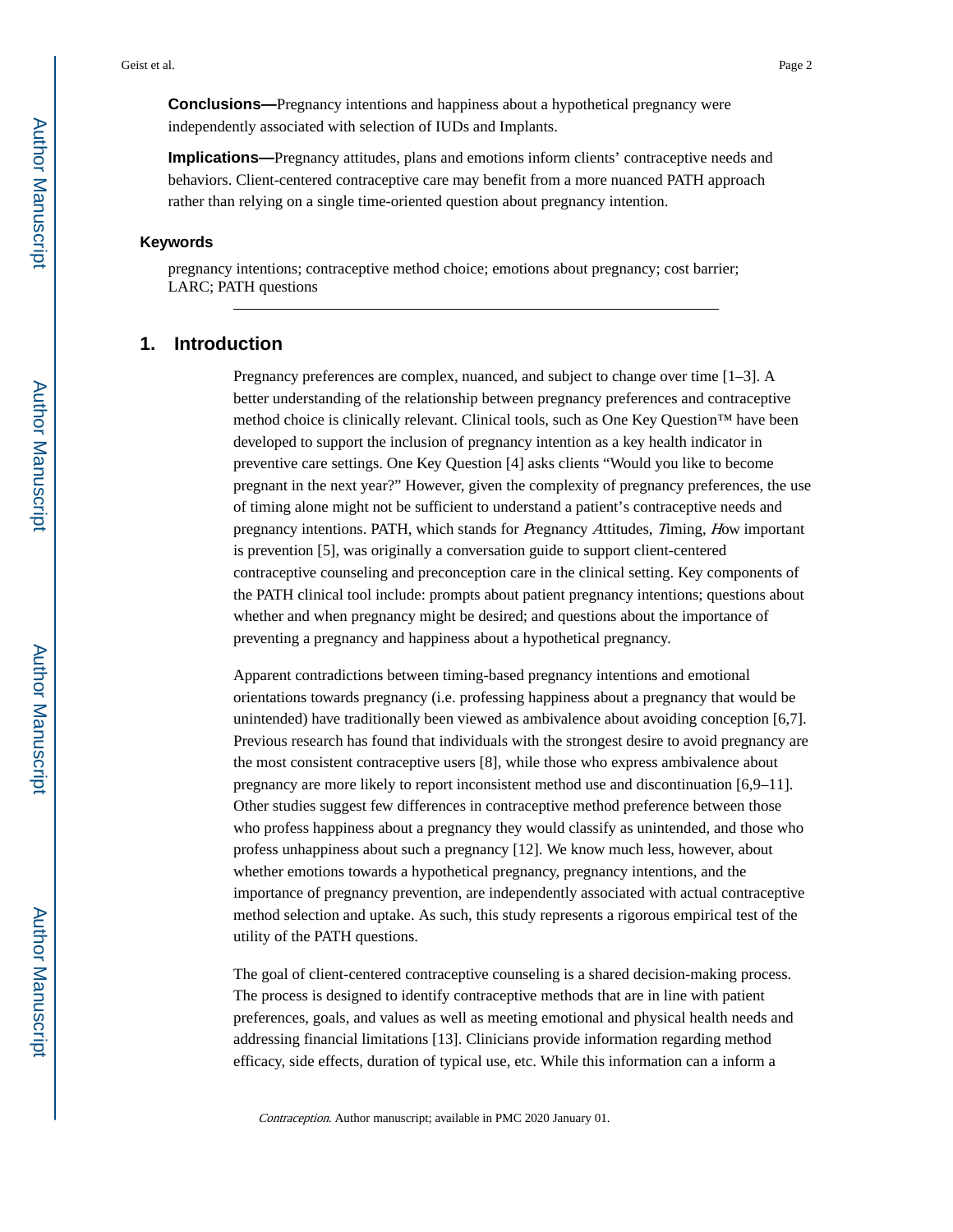**Conclusions—**Pregnancy intentions and happiness about a hypothetical pregnancy were independently associated with selection of IUDs and Implants.

**Implications—**Pregnancy attitudes, plans and emotions inform clients' contraceptive needs and behaviors. Client-centered contraceptive care may benefit from a more nuanced PATH approach rather than relying on a single time-oriented question about pregnancy intention.

### Keywords

pregnancy intentions; contraceptive method choice; emotions about pregnancy; cost barrier; LARC; PATH questions

## 1. Introduction

Pregnancy preferences are complex, nuanced, and subject to change over time [1–3]. A better understanding of the relationship between pregnancy preferences and contraceptive method choice is clinically relevant. Clinical tools, such as One Key Question™ have been developed to support the inclusion of pregnancy intention as a key health indicator in preventive care settings. One Key Question [4] asks clients "Would you like to become pregnant in the next year?" However, given the complexity of pregnancy preferences, the use of timing alone might not be sufficient to understand a patient's contraceptive needs and pregnancy intentions. PATH, which stands for *P*regnancy *A*ttitudes, *T*iming, *H*ow important is prevention [5], was originally a conversation guide to support client-centered contraceptive counseling and preconception care in the clinical setting. Key components of the PATH clinical tool include: prompts about patient pregnancy intentions; questions about whether and when pregnancy might be desired; and questions about the importance of preventing a pregnancy and happiness about a hypothetical pregnancy.

Apparent contradictions between timing-based pregnancy intentions and emotional orientations towards pregnancy (i.e. professing happiness about a pregnancy that would be unintended) have traditionally been viewed as ambivalence about avoiding conception [6,7]. Previous research has found that individuals with the strongest desire to avoid pregnancy are the most consistent contraceptive users [8], while those who express ambivalence about pregnancy are more likely to report inconsistent method use and discontinuation [6,9–11]. Other studies suggest few differences in contraceptive method preference between those who profess happiness about a pregnancy they would classify as unintended, and those who profess unhappiness about such a pregnancy [12]. We know much less, however, about whether emotions towards a hypothetical pregnancy, pregnancy intentions, and the importance of pregnancy prevention, are independently associated with actual contraceptive method selection and uptake. As such, this study represents a rigorous empirical test of the utility of the PATH questions.

The goal of client-centered contraceptive counseling is a shared decision-making process. The process is designed to identify contraceptive methods that are in line with patient preferences, goals, and values as well as meeting emotional and physical health needs and addressing financial limitations [13]. Clinicians provide information regarding method efficacy, side effects, duration of typical use, etc. While this information can a inform a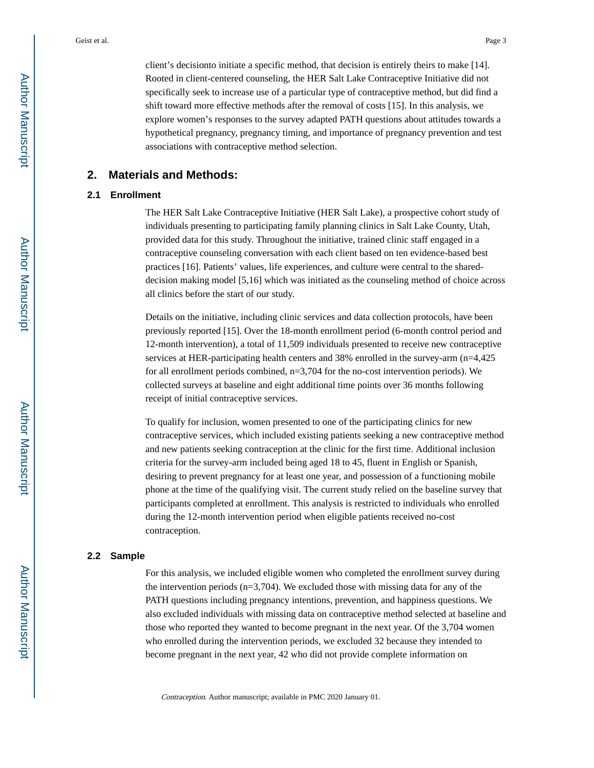client's decisionto initiate a specific method, that decision is entirely theirs to make [14]. Rooted in client-centered counseling, the HER Salt Lake Contraceptive Initiative did not specifically seek to increase use of a particular type of contraceptive method, but did find a shift toward more effective methods after the removal of costs [15]. In this analysis, we explore women's responses to the survey adapted PATH questions about attitudes towards a hypothetical pregnancy, pregnancy timing, and importance of pregnancy prevention and test associations with contraceptive method selection.

## 2. Materials and Methods:

### 2.1 Enrollment

The HER Salt Lake Contraceptive Initiative (HER Salt Lake), a prospective cohort study of individuals presenting to participating family planning clinics in Salt Lake County, Utah, provided data for this study. Throughout the initiative, trained clinic staff engaged in a contraceptive counseling conversation with each client based on ten evidence-based best practices [16]. Patients' values, life experiences, and culture were central to the shared-decision making model [5,16] which was initiated as the counseling method of choice across all clinics before the start of our study.

Details on the initiative, including clinic services and data collection protocols, have been previously reported [15]. Over the 18-month enrollment period (6-month control period and 12-month intervention), a total of 11,509 individuals presented to receive new contraceptive services at HER-participating health centers and 38% enrolled in the survey-arm (n=4,425 for all enrollment periods combined, n=3,704 for the no-cost intervention periods). We collected surveys at baseline and eight additional time points over 36 months following receipt of initial contraceptive services.

To qualify for inclusion, women presented to one of the participating clinics for new contraceptive services, which included existing patients seeking a new contraceptive method and new patients seeking contraception at the clinic for the first time. Additional inclusion criteria for the survey-arm included being aged 18 to 45, fluent in English or Spanish, desiring to prevent pregnancy for at least one year, and possession of a functioning mobile phone at the time of the qualifying visit. The current study relied on the baseline survey that participants completed at enrollment. This analysis is restricted to individuals who enrolled during the 12-month intervention period when eligible patients received no-cost contraception.

### 2.2 Sample

For this analysis, we included eligible women who completed the enrollment survey during the intervention periods (n=3,704). We excluded those with missing data for any of the PATH questions including pregnancy intentions, prevention, and happiness questions. We also excluded individuals with missing data on contraceptive method selected at baseline and those who reported they wanted to become pregnant in the next year. Of the 3,704 women who enrolled during the intervention periods, we excluded 32 because they intended to become pregnant in the next year, 42 who did not provide complete information on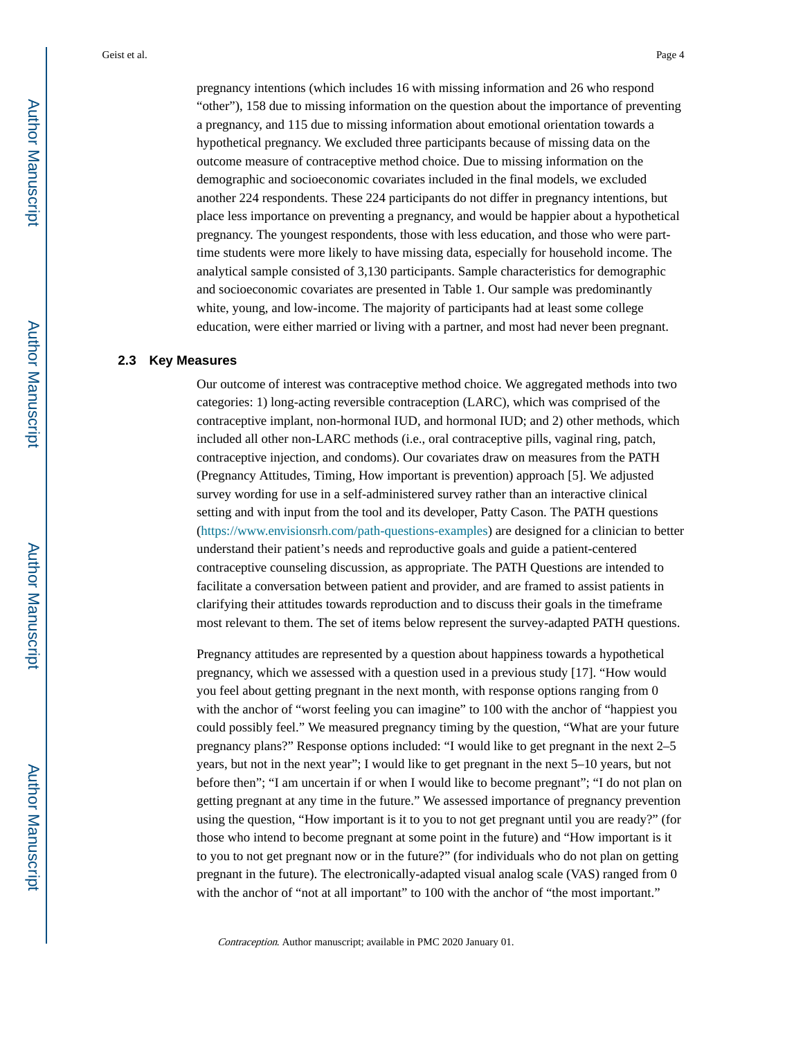pregnancy intentions (which includes 16 with missing information and 26 who respond "other"), 158 due to missing information on the question about the importance of preventing a pregnancy, and 115 due to missing information about emotional orientation towards a hypothetical pregnancy. We excluded three participants because of missing data on the outcome measure of contraceptive method choice. Due to missing information on the demographic and socioeconomic covariates included in the final models, we excluded another 224 respondents. These 224 participants do not differ in pregnancy intentions, but place less importance on preventing a pregnancy, and would be happier about a hypothetical pregnancy. The youngest respondents, those with less education, and those who were part-time students were more likely to have missing data, especially for household income. The analytical sample consisted of 3,130 participants. Sample characteristics for demographic and socioeconomic covariates are presented in Table 1. Our sample was predominantly white, young, and low-income. The majority of participants had at least some college education, were either married or living with a partner, and most had never been pregnant.

### 2.3 Key Measures

Our outcome of interest was contraceptive method choice. We aggregated methods into two categories: 1) long-acting reversible contraception (LARC), which was comprised of the contraceptive implant, non-hormonal IUD, and hormonal IUD; and 2) other methods, which included all other non-LARC methods (i.e., oral contraceptive pills, vaginal ring, patch, contraceptive injection, and condoms). Our covariates draw on measures from the PATH (Pregnancy Attitudes, Timing, How important is prevention) approach [5]. We adjusted survey wording for use in a self-administered survey rather than an interactive clinical setting and with input from the tool and its developer, Patty Cason. The PATH questions (https://www.envisionsrh.com/path-questions-examples) are designed for a clinician to better understand their patient's needs and reproductive goals and guide a patient-centered contraceptive counseling discussion, as appropriate. The PATH Questions are intended to facilitate a conversation between patient and provider, and are framed to assist patients in clarifying their attitudes towards reproduction and to discuss their goals in the timeframe most relevant to them. The set of items below represent the survey-adapted PATH questions.

Pregnancy attitudes are represented by a question about happiness towards a hypothetical pregnancy, which we assessed with a question used in a previous study [17]. "How would you feel about getting pregnant in the next month, with response options ranging from 0 with the anchor of "worst feeling you can imagine" to 100 with the anchor of "happiest you could possibly feel." We measured pregnancy timing by the question, "What are your future pregnancy plans?" Response options included: "I would like to get pregnant in the next 2–5 years, but not in the next year"; I would like to get pregnant in the next 5–10 years, but not before then"; "I am uncertain if or when I would like to become pregnant"; "I do not plan on getting pregnant at any time in the future." We assessed importance of pregnancy prevention using the question, "How important is it to you to not get pregnant until you are ready?" (for those who intend to become pregnant at some point in the future) and "How important is it to you to not get pregnant now or in the future?" (for individuals who do not plan on getting pregnant in the future). The electronically-adapted visual analog scale (VAS) ranged from 0 with the anchor of "not at all important" to 100 with the anchor of "the most important."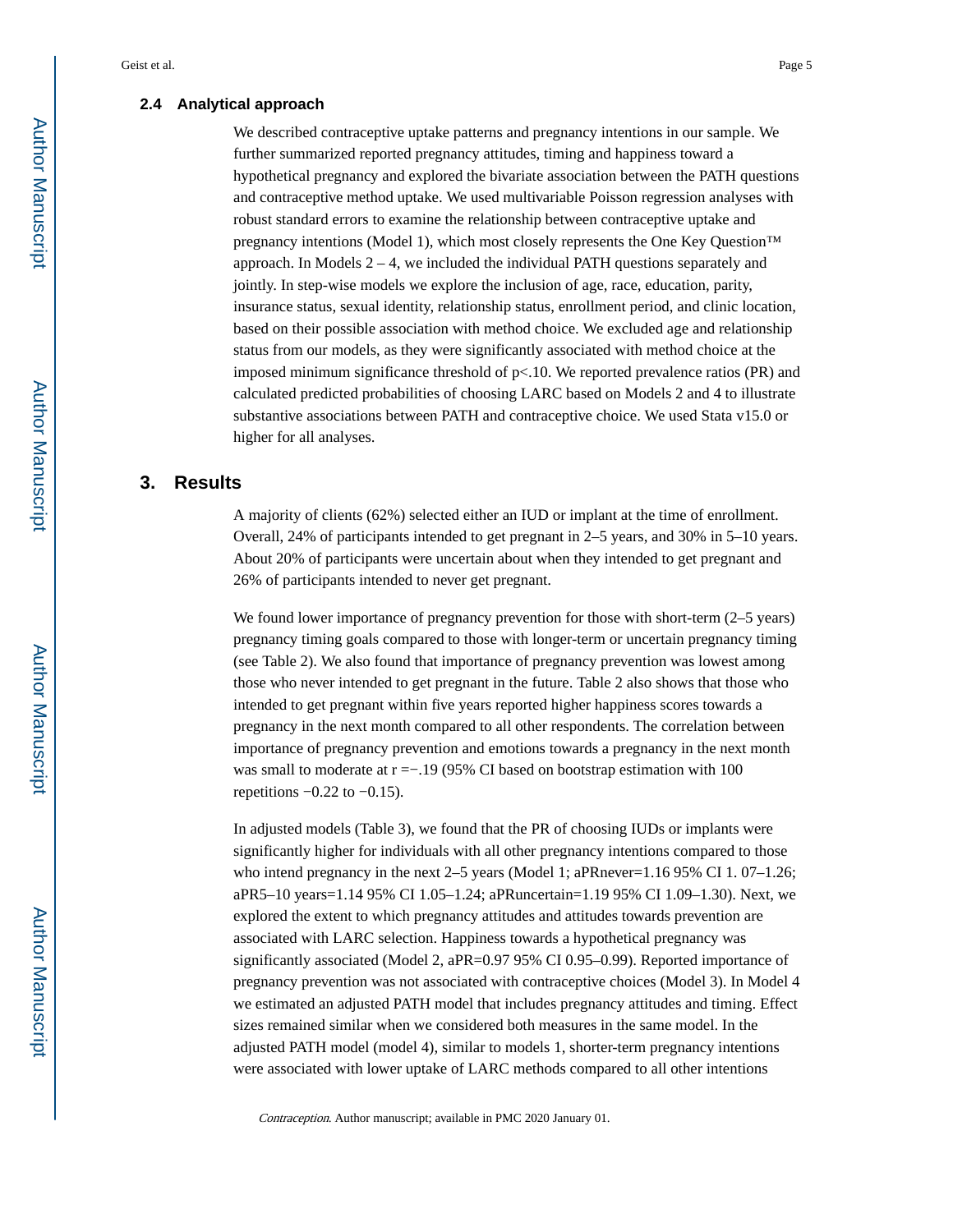### 2.4 Analytical approach

We described contraceptive uptake patterns and pregnancy intentions in our sample. We further summarized reported pregnancy attitudes, timing and happiness toward a hypothetical pregnancy and explored the bivariate association between the PATH questions and contraceptive method uptake. We used multivariable Poisson regression analyses with robust standard errors to examine the relationship between contraceptive uptake and pregnancy intentions (Model 1), which most closely represents the One Key Question™ approach. In Models 2 – 4, we included the individual PATH questions separately and jointly. In step-wise models we explore the inclusion of age, race, education, parity, insurance status, sexual identity, relationship status, enrollment period, and clinic location, based on their possible association with method choice. We excluded age and relationship status from our models, as they were significantly associated with method choice at the imposed minimum significance threshold of $p<.10$. We reported prevalence ratios (PR) and calculated predicted probabilities of choosing LARC based on Models 2 and 4 to illustrate substantive associations between PATH and contraceptive choice. We used Stata v15.0 or higher for all analyses.

## 3. Results

A majority of clients (62%) selected either an IUD or implant at the time of enrollment. Overall, 24% of participants intended to get pregnant in 2–5 years, and 30% in 5–10 years. About 20% of participants were uncertain about when they intended to get pregnant and 26% of participants intended to never get pregnant.

We found lower importance of pregnancy prevention for those with short-term (2–5 years) pregnancy timing goals compared to those with longer-term or uncertain pregnancy timing (see Table 2). We also found that importance of pregnancy prevention was lowest among those who never intended to get pregnant in the future. Table 2 also shows that those who intended to get pregnant within five years reported higher happiness scores towards a pregnancy in the next month compared to all other respondents. The correlation between importance of pregnancy prevention and emotions towards a pregnancy in the next month was small to moderate at $r = -.19$ (95% CI based on bootstrap estimation with 100 repetitions −0.22 to −0.15).

In adjusted models (Table 3), we found that the PR of choosing IUDs or implants were significantly higher for individuals with all other pregnancy intentions compared to those who intend pregnancy in the next 2–5 years (Model 1; $aPR_{never}$=1.16 95% CI 1. 07–1.26; $aPR_{5\text{–}10\ years}$=1.14 95% CI 1.05–1.24; $aPR_{uncertain}$=1.19 95% CI 1.09–1.30). Next, we explored the extent to which pregnancy attitudes and attitudes towards prevention are associated with LARC selection. Happiness towards a hypothetical pregnancy was significantly associated (Model 2, aPR=0.97 95% CI 0.95–0.99). Reported importance of pregnancy prevention was not associated with contraceptive choices (Model 3). In Model 4 we estimated an adjusted PATH model that includes pregnancy attitudes and timing. Effect sizes remained similar when we considered both measures in the same model. In the adjusted PATH model (model 4), similar to models 1, shorter-term pregnancy intentions were associated with lower uptake of LARC methods compared to all other intentions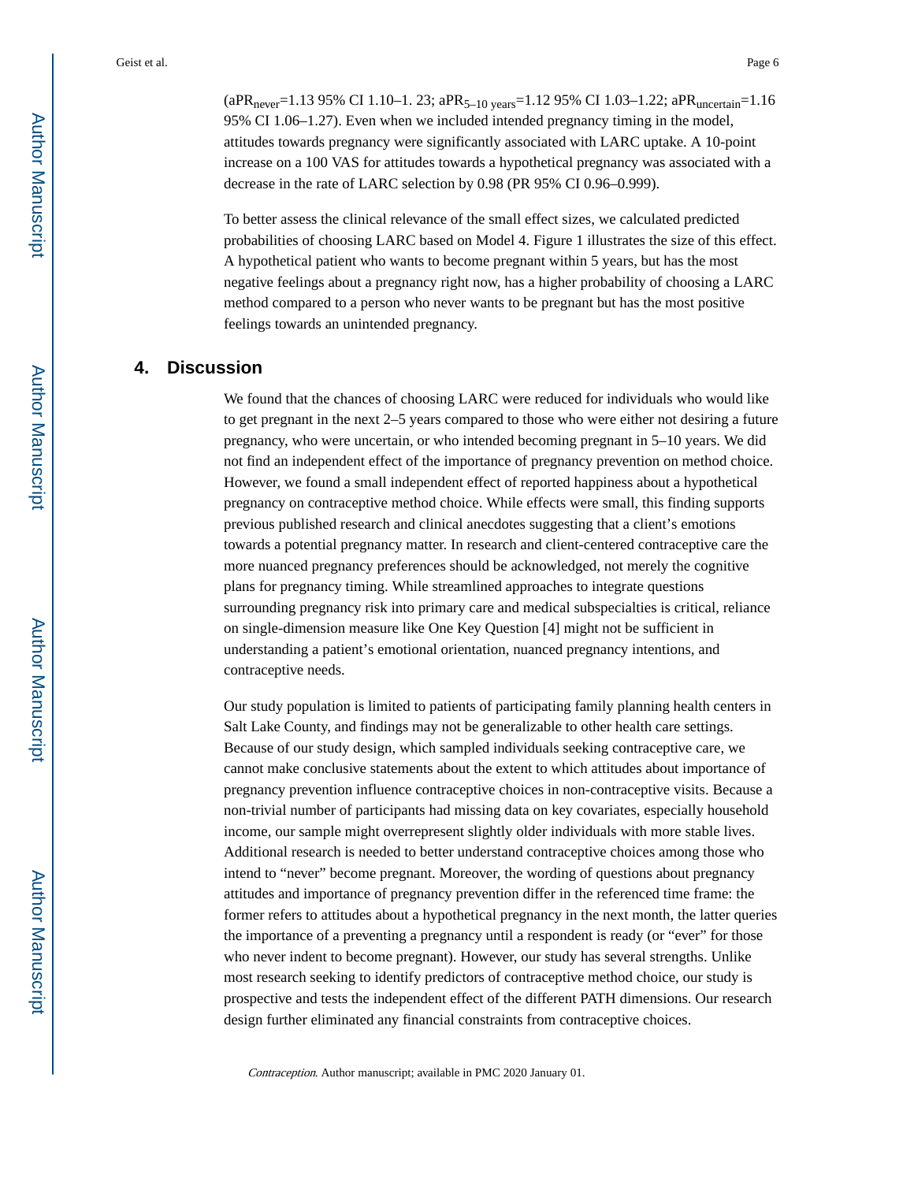($aPR_{never}$=1.13 95% CI 1.10–1. 23; $aPR_{5–10\ years}$=1.12 95% CI 1.03–1.22; $aPR_{uncertain}$=1.16 95% CI 1.06–1.27). Even when we included intended pregnancy timing in the model, attitudes towards pregnancy were significantly associated with LARC uptake. A 10-point increase on a 100 VAS for attitudes towards a hypothetical pregnancy was associated with a decrease in the rate of LARC selection by 0.98 (PR 95% CI 0.96–0.999).

To better assess the clinical relevance of the small effect sizes, we calculated predicted probabilities of choosing LARC based on Model 4. Figure 1 illustrates the size of this effect. A hypothetical patient who wants to become pregnant within 5 years, but has the most negative feelings about a pregnancy right now, has a higher probability of choosing a LARC method compared to a person who never wants to be pregnant but has the most positive feelings towards an unintended pregnancy.

## 4. Discussion

We found that the chances of choosing LARC were reduced for individuals who would like to get pregnant in the next 2–5 years compared to those who were either not desiring a future pregnancy, who were uncertain, or who intended becoming pregnant in 5–10 years. We did not find an independent effect of the importance of pregnancy prevention on method choice. However, we found a small independent effect of reported happiness about a hypothetical pregnancy on contraceptive method choice. While effects were small, this finding supports previous published research and clinical anecdotes suggesting that a client's emotions towards a potential pregnancy matter. In research and client-centered contraceptive care the more nuanced pregnancy preferences should be acknowledged, not merely the cognitive plans for pregnancy timing. While streamlined approaches to integrate questions surrounding pregnancy risk into primary care and medical subspecialties is critical, reliance on single-dimension measure like One Key Question [4] might not be sufficient in understanding a patient's emotional orientation, nuanced pregnancy intentions, and contraceptive needs.

Our study population is limited to patients of participating family planning health centers in Salt Lake County, and findings may not be generalizable to other health care settings. Because of our study design, which sampled individuals seeking contraceptive care, we cannot make conclusive statements about the extent to which attitudes about importance of pregnancy prevention influence contraceptive choices in non-contraceptive visits. Because a non-trivial number of participants had missing data on key covariates, especially household income, our sample might overrepresent slightly older individuals with more stable lives. Additional research is needed to better understand contraceptive choices among those who intend to "never" become pregnant. Moreover, the wording of questions about pregnancy attitudes and importance of pregnancy prevention differ in the referenced time frame: the former refers to attitudes about a hypothetical pregnancy in the next month, the latter queries the importance of a preventing a pregnancy until a respondent is ready (or "ever" for those who never indent to become pregnant). However, our study has several strengths. Unlike most research seeking to identify predictors of contraceptive method choice, our study is prospective and tests the independent effect of the different PATH dimensions. Our research design further eliminated any financial constraints from contraceptive choices.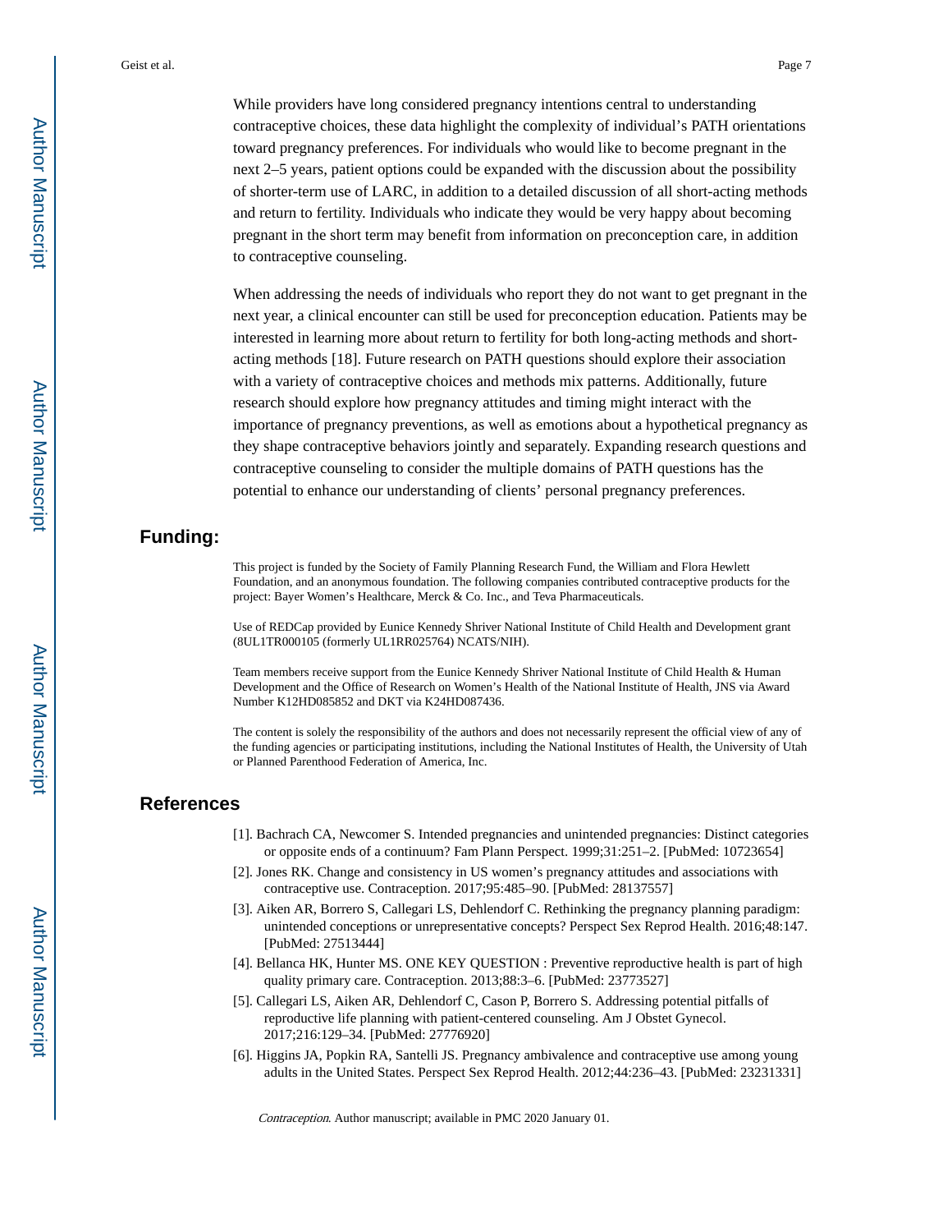While providers have long considered pregnancy intentions central to understanding contraceptive choices, these data highlight the complexity of individual's PATH orientations toward pregnancy preferences. For individuals who would like to become pregnant in the next 2–5 years, patient options could be expanded with the discussion about the possibility of shorter-term use of LARC, in addition to a detailed discussion of all short-acting methods and return to fertility. Individuals who indicate they would be very happy about becoming pregnant in the short term may benefit from information on preconception care, in addition to contraceptive counseling.

When addressing the needs of individuals who report they do not want to get pregnant in the next year, a clinical encounter can still be used for preconception education. Patients may be interested in learning more about return to fertility for both long-acting methods and short-acting methods [18]. Future research on PATH questions should explore their association with a variety of contraceptive choices and methods mix patterns. Additionally, future research should explore how pregnancy attitudes and timing might interact with the importance of pregnancy preventions, as well as emotions about a hypothetical pregnancy as they shape contraceptive behaviors jointly and separately. Expanding research questions and contraceptive counseling to consider the multiple domains of PATH questions has the potential to enhance our understanding of clients' personal pregnancy preferences.

## Funding:

This project is funded by the Society of Family Planning Research Fund, the William and Flora Hewlett Foundation, and an anonymous foundation. The following companies contributed contraceptive products for the project: Bayer Women's Healthcare, Merck & Co. Inc., and Teva Pharmaceuticals.

Use of REDCap provided by Eunice Kennedy Shriver National Institute of Child Health and Development grant (8UL1TR000105 (formerly UL1RR025764) NCATS/NIH).

Team members receive support from the Eunice Kennedy Shriver National Institute of Child Health & Human Development and the Office of Research on Women's Health of the National Institute of Health, JNS via Award Number K12HD085852 and DKT via K24HD087436.

The content is solely the responsibility of the authors and does not necessarily represent the official view of any of the funding agencies or participating institutions, including the National Institutes of Health, the University of Utah or Planned Parenthood Federation of America, Inc.

## References

[1]. Bachrach CA, Newcomer S. Intended pregnancies and unintended pregnancies: Distinct categories or opposite ends of a continuum? Fam Plann Perspect. 1999;31:251–2. [PubMed: 10723654]

[2]. Jones RK. Change and consistency in US women's pregnancy attitudes and associations with contraceptive use. Contraception. 2017;95:485–90. [PubMed: 28137557]

[3]. Aiken AR, Borrero S, Callegari LS, Dehlendorf C. Rethinking the pregnancy planning paradigm: unintended conceptions or unrepresentative concepts? Perspect Sex Reprod Health. 2016;48:147. [PubMed: 27513444]

[4]. Bellanca HK, Hunter MS. ONE KEY QUESTION : Preventive reproductive health is part of high quality primary care. Contraception. 2013;88:3–6. [PubMed: 23773527]

[5]. Callegari LS, Aiken AR, Dehlendorf C, Cason P, Borrero S. Addressing potential pitfalls of reproductive life planning with patient-centered counseling. Am J Obstet Gynecol. 2017;216:129–34. [PubMed: 27776920]

[6]. Higgins JA, Popkin RA, Santelli JS. Pregnancy ambivalence and contraceptive use among young adults in the United States. Perspect Sex Reprod Health. 2012;44:236–43. [PubMed: 23231331]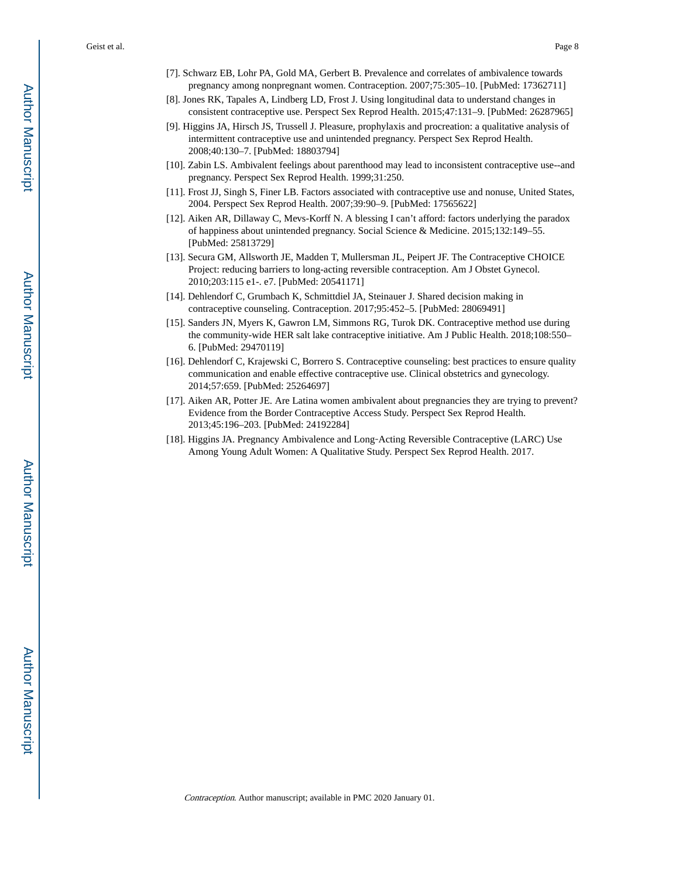[7]. Schwarz EB, Lohr PA, Gold MA, Gerbert B. Prevalence and correlates of ambivalence towards pregnancy among nonpregnant women. Contraception. 2007;75:305–10. [PubMed: 17362711]

[8]. Jones RK, Tapales A, Lindberg LD, Frost J. Using longitudinal data to understand changes in consistent contraceptive use. Perspect Sex Reprod Health. 2015;47:131–9. [PubMed: 26287965]

[9]. Higgins JA, Hirsch JS, Trussell J. Pleasure, prophylaxis and procreation: a qualitative analysis of intermittent contraceptive use and unintended pregnancy. Perspect Sex Reprod Health. 2008;40:130–7. [PubMed: 18803794]

[10]. Zabin LS. Ambivalent feelings about parenthood may lead to inconsistent contraceptive use--and pregnancy. Perspect Sex Reprod Health. 1999;31:250.

[11]. Frost JJ, Singh S, Finer LB. Factors associated with contraceptive use and nonuse, United States, 2004. Perspect Sex Reprod Health. 2007;39:90–9. [PubMed: 17565622]

[12]. Aiken AR, Dillaway C, Mevs-Korff N. A blessing I can't afford: factors underlying the paradox of happiness about unintended pregnancy. Social Science & Medicine. 2015;132:149–55. [PubMed: 25813729]

[13]. Secura GM, Allsworth JE, Madden T, Mullersman JL, Peipert JF. The Contraceptive CHOICE Project: reducing barriers to long-acting reversible contraception. Am J Obstet Gynecol. 2010;203:115 e1-. e7. [PubMed: 20541171]

[14]. Dehlendorf C, Grumbach K, Schmittdiel JA, Steinauer J. Shared decision making in contraceptive counseling. Contraception. 2017;95:452–5. [PubMed: 28069491]

[15]. Sanders JN, Myers K, Gawron LM, Simmons RG, Turok DK. Contraceptive method use during the community-wide HER salt lake contraceptive initiative. Am J Public Health. 2018;108:550–6. [PubMed: 29470119]

[16]. Dehlendorf C, Krajewski C, Borrero S. Contraceptive counseling: best practices to ensure quality communication and enable effective contraceptive use. Clinical obstetrics and gynecology. 2014;57:659. [PubMed: 25264697]

[17]. Aiken AR, Potter JE. Are Latina women ambivalent about pregnancies they are trying to prevent? Evidence from the Border Contraceptive Access Study. Perspect Sex Reprod Health. 2013;45:196–203. [PubMed: 24192284]

[18]. Higgins JA. Pregnancy Ambivalence and Long-Acting Reversible Contraceptive (LARC) Use Among Young Adult Women: A Qualitative Study. Perspect Sex Reprod Health. 2017.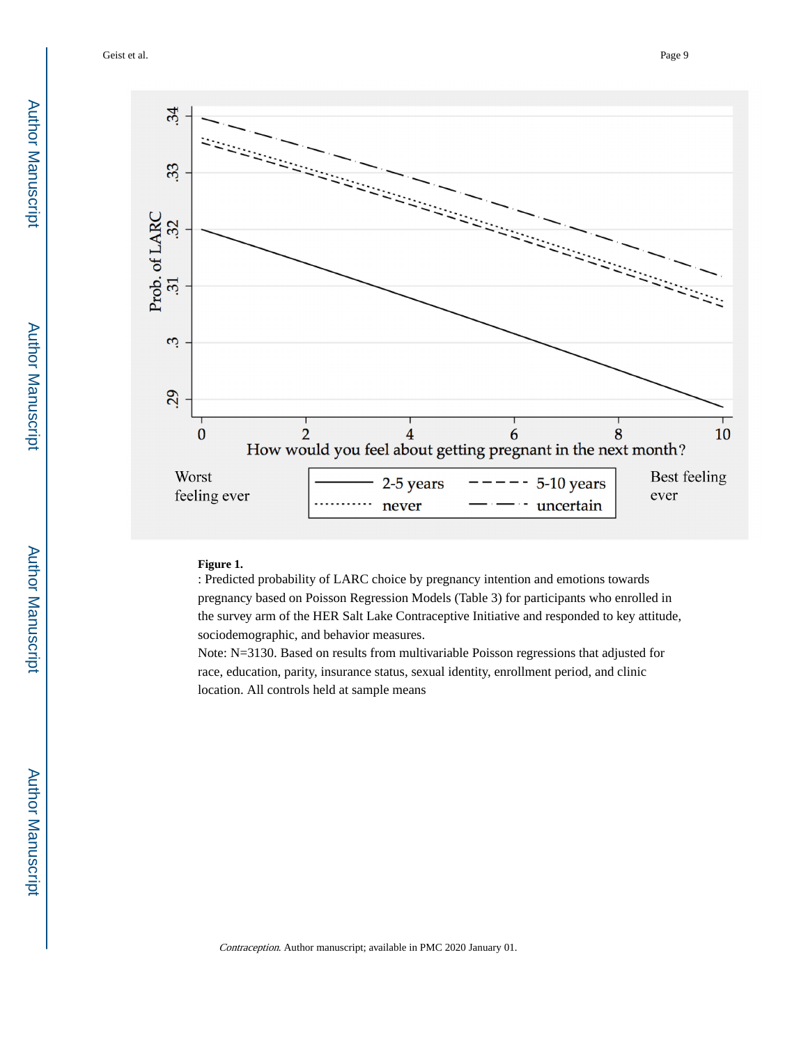**Figure 1.**

: Predicted probability of LARC choice by pregnancy intention and emotions towards pregnancy based on Poisson Regression Models (Table 3) for participants who enrolled in the survey arm of the HER Salt Lake Contraceptive Initiative and responded to key attitude, sociodemographic, and behavior measures.

Note: N=3130. Based on results from multivariable Poisson regressions that adjusted for race, education, parity, insurance status, sexual identity, enrollment period, and clinic location. All controls held at sample means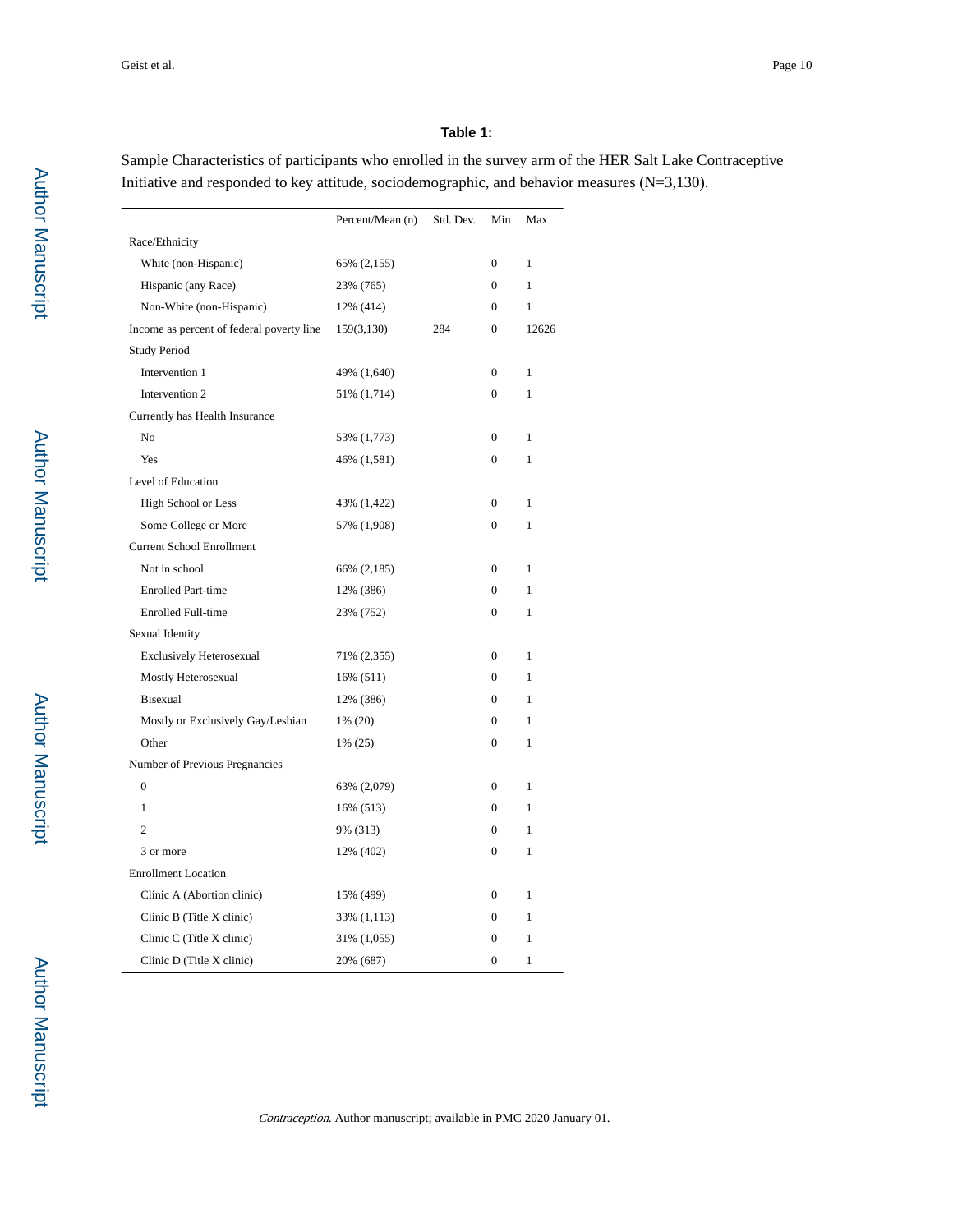**Table 1:**

Sample Characteristics of participants who enrolled in the survey arm of the HER Salt Lake Contraceptive Initiative and responded to key attitude, sociodemographic, and behavior measures (N=3,130).

| | Percent/Mean (n) | Std. Dev. | Min | Max |
|---|---|---|---|---|
| Race/Ethnicity | | | | |
| White (non-Hispanic) | 65% (2,155) | | 0 | 1 |
| Hispanic (any Race) | 23% (765) | | 0 | 1 |
| Non-White (non-Hispanic) | 12% (414) | | 0 | 1 |
| Income as percent of federal poverty line | 159(3,130) | 284 | 0 | 12626 |
| Study Period | | | | |
| Intervention 1 | 49% (1,640) | | 0 | 1 |
| Intervention 2 | 51% (1,714) | | 0 | 1 |
| Currently has Health Insurance | | | | |
| No | 53% (1,773) | | 0 | 1 |
| Yes | 46% (1,581) | | 0 | 1 |
| Level of Education | | | | |
| High School or Less | 43% (1,422) | | 0 | 1 |
| Some College or More | 57% (1,908) | | 0 | 1 |
| Current School Enrollment | | | | |
| Not in school | 66% (2,185) | | 0 | 1 |
| Enrolled Part-time | 12% (386) | | 0 | 1 |
| Enrolled Full-time | 23% (752) | | 0 | 1 |
| Sexual Identity | | | | |
| Exclusively Heterosexual | 71% (2,355) | | 0 | 1 |
| Mostly Heterosexual | 16% (511) | | 0 | 1 |
| Bisexual | 12% (386) | | 0 | 1 |
| Mostly or Exclusively Gay/Lesbian | 1% (20) | | 0 | 1 |
| Other | 1% (25) | | 0 | 1 |
| Number of Previous Pregnancies | | | | |
| 0 | 63% (2,079) | | 0 | 1 |
| 1 | 16% (513) | | 0 | 1 |
| 2 | 9% (313) | | 0 | 1 |
| 3 or more | 12% (402) | | 0 | 1 |
| Enrollment Location | | | | |
| Clinic A (Abortion clinic) | 15% (499) | | 0 | 1 |
| Clinic B (Title X clinic) | 33% (1,113) | | 0 | 1 |
| Clinic C (Title X clinic) | 31% (1,055) | | 0 | 1 |
| Clinic D (Title X clinic) | 20% (687) | | 0 | 1 |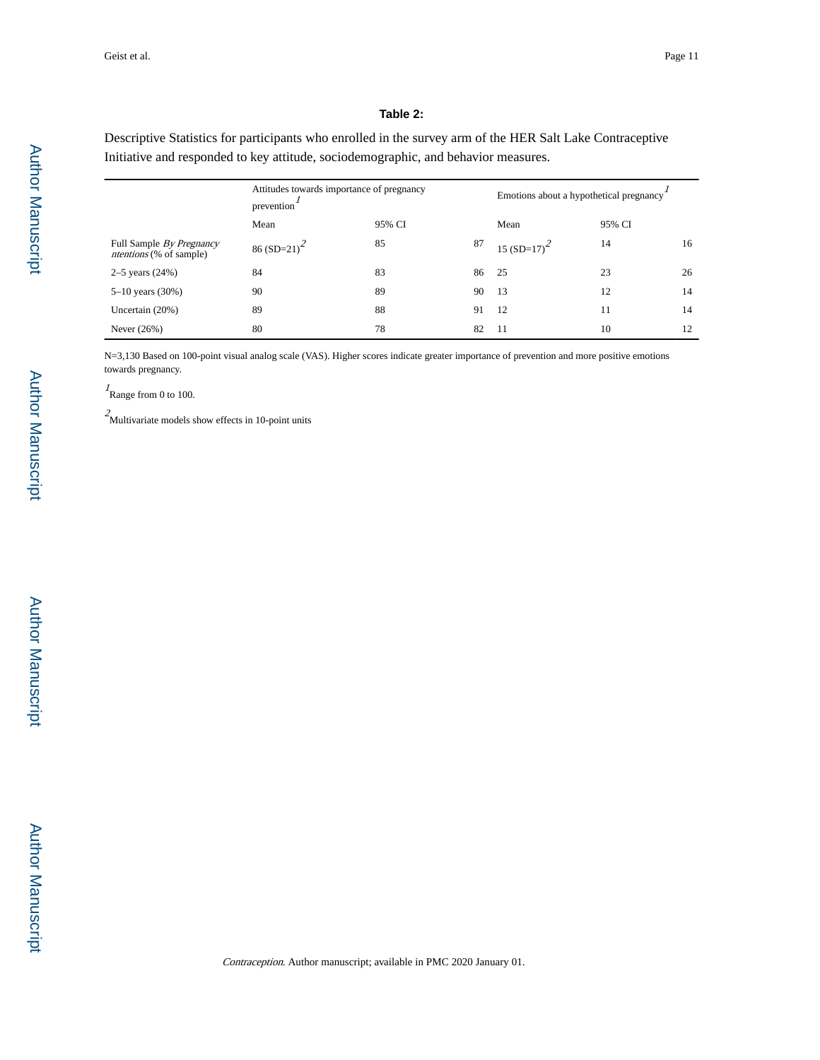**Table 2:**

Descriptive Statistics for participants who enrolled in the survey arm of the HER Salt Lake Contraceptive Initiative and responded to key attitude, sociodemographic, and behavior measures.

| | Attitudes towards importance of pregnancy prevention[1] | | | Emotions about a hypothetical pregnancy[1] | | |
|---|---|---|---|---|---|---|
| | Mean | 95% CI | | Mean | 95% CI | |
| Full Sample *By Pregnancy ntentions* (% of sample) | 86 (SD=21)[2] | 85 | 87 | 15 (SD=17)[2] | 14 | 16 |
| 2–5 years (24%) | 84 | 83 | 86 | 25 | 23 | 26 |
| 5–10 years (30%) | 90 | 89 | 90 | 13 | 12 | 14 |
| Uncertain (20%) | 89 | 88 | 91 | 12 | 11 | 14 |
| Never (26%) | 80 | 78 | 82 | 11 | 10 | 12 |

N=3,130 Based on 100-point visual analog scale (VAS). Higher scores indicate greater importance of prevention and more positive emotions towards pregnancy.

[1]Range from 0 to 100.

[2]Multivariate models show effects in 10-point units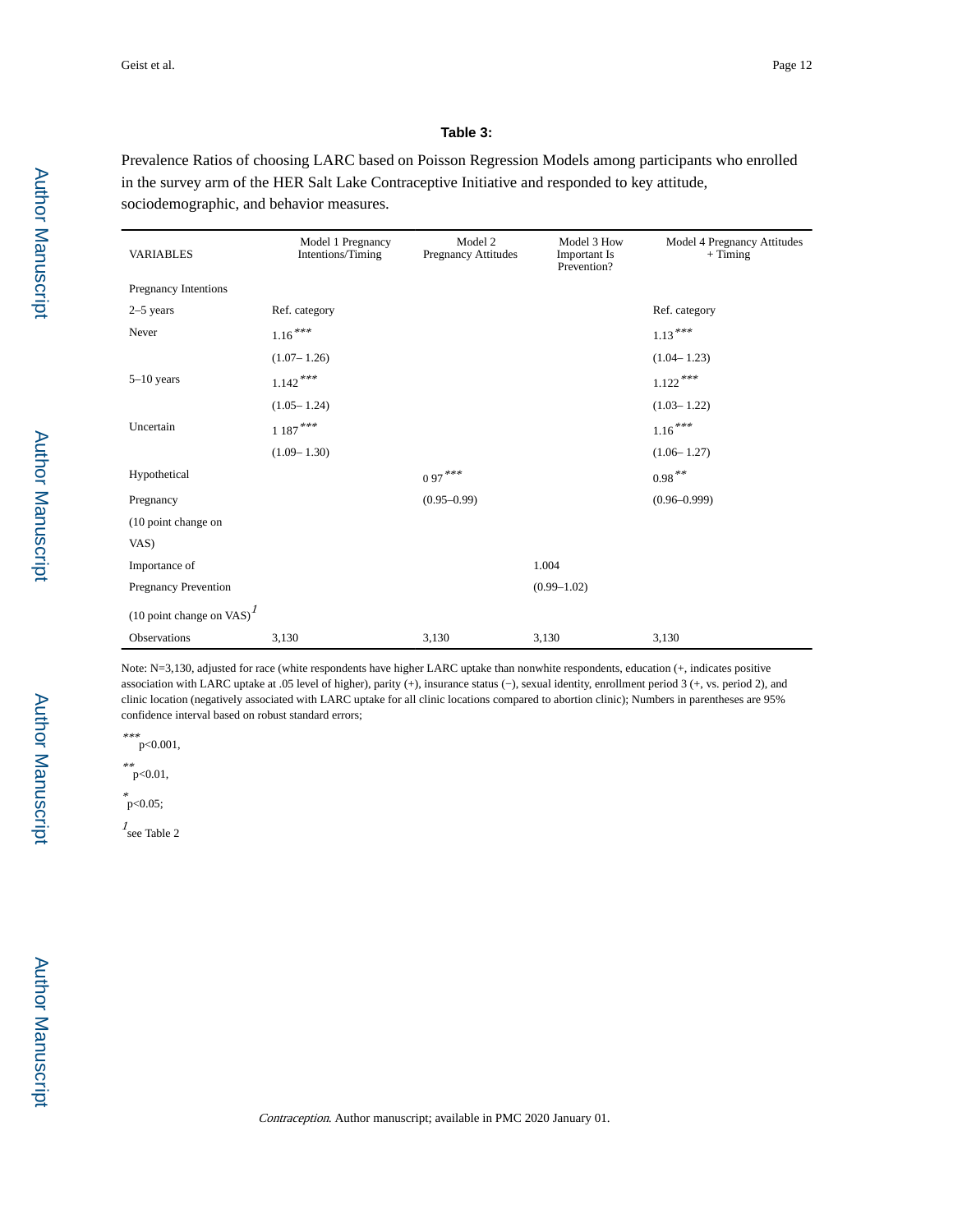**Table 3:**

Prevalence Ratios of choosing LARC based on Poisson Regression Models among participants who enrolled in the survey arm of the HER Salt Lake Contraceptive Initiative and responded to key attitude, sociodemographic, and behavior measures.

| VARIABLES | Model 1 Pregnancy Intentions/Timing | Model 2 Pregnancy Attitudes | Model 3 How Important Is Prevention? | Model 4 Pregnancy Attitudes + Timing |
|---|---|---|---|---|
| Pregnancy Intentions | | | | |
| 2–5 years | Ref. category | | | Ref. category |
| Never | 1.16*** | | | 1.13*** |
| | (1.07– 1.26) | | | (1.04– 1.23) |
| 5–10 years | 1.142*** | | | 1.122*** |
| | (1.05– 1.24) | | | (1.03– 1.22) |
| Uncertain | 1 187*** | | | 1.16*** |
| | (1.09– 1.30) | | | (1.06– 1.27) |
| Hypothetical | | 0 97*** | | 0.98** |
| Pregnancy | | (0.95–0.99) | | (0.96–0.999) |
| (10 point change on | | | | |
| VAS) | | | | |
| Importance of | | | 1.004 | |
| Pregnancy Prevention | | | (0.99–1.02) | |
| (10 point change on VAS)[1] | | | | |
| Observations | 3,130 | 3,130 | 3,130 | 3,130 |

Note: N=3,130, adjusted for race (white respondents have higher LARC uptake than nonwhite respondents, education (+, indicates positive association with LARC uptake at .05 level of higher), parity (+), insurance status (−), sexual identity, enrollment period 3 (+, vs. period 2), and clinic location (negatively associated with LARC uptake for all clinic locations compared to abortion clinic); Numbers in parentheses are 95% confidence interval based on robust standard errors;

*** p<0.001,

** p<0.01,

* p<0.05;

[1] see Table 2